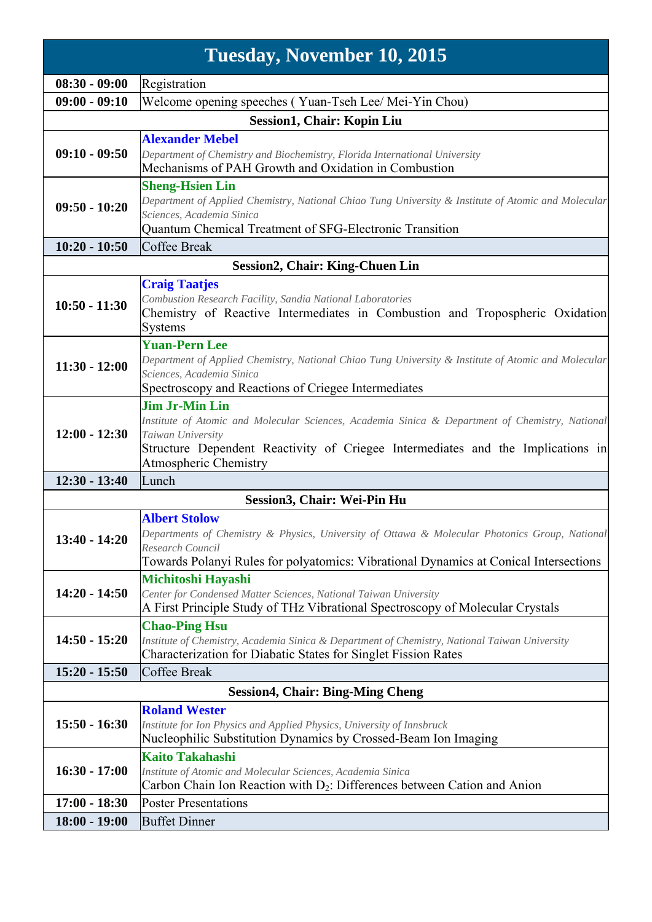| Tuesday, November 10, 2015 | |
|---|---|
| **08:30 - 09:00** | Registration |
| **09:00 - 09:10** | Welcome opening speeches ( Yuan-Tseh Lee/ Mei-Yin Chou) |
| **Session1, Chair: Kopin Liu** | |
| **09:10 - 09:50** | **Alexander Mebel**<br>*Department of Chemistry and Biochemistry, Florida International University*<br>Mechanisms of PAH Growth and Oxidation in Combustion |
| **09:50 - 10:20** | **Sheng-Hsien Lin**<br>*Department of Applied Chemistry, National Chiao Tung University & Institute of Atomic and Molecular Sciences, Academia Sinica*<br>Quantum Chemical Treatment of SFG-Electronic Transition |
| **10:20 - 10:50** | Coffee Break |
| **Session2, Chair: King-Chuen Lin** | |
| **10:50 - 11:30** | **Craig Taatjes**<br>*Combustion Research Facility, Sandia National Laboratories*<br>Chemistry of Reactive Intermediates in Combustion and Tropospheric Oxidation Systems |
| **11:30 - 12:00** | **Yuan-Pern Lee**<br>*Department of Applied Chemistry, National Chiao Tung University & Institute of Atomic and Molecular Sciences, Academia Sinica*<br>Spectroscopy and Reactions of Criegee Intermediates |
| **12:00 - 12:30** | **Jim Jr-Min Lin**<br>*Institute of Atomic and Molecular Sciences, Academia Sinica & Department of Chemistry, National Taiwan University*<br>Structure Dependent Reactivity of Criegee Intermediates and the Implications in Atmospheric Chemistry |
| **12:30 - 13:40** | Lunch |
| **Session3, Chair: Wei-Pin Hu** | |
| **13:40 - 14:20** | **Albert Stolow**<br>*Departments of Chemistry & Physics, University of Ottawa & Molecular Photonics Group, National Research Council*<br>Towards Polanyi Rules for polyatomics: Vibrational Dynamics at Conical Intersections |
| **14:20 - 14:50** | **Michitoshi Hayashi**<br>*Center for Condensed Matter Sciences, National Taiwan University*<br>A First Principle Study of THz Vibrational Spectroscopy of Molecular Crystals |
| **14:50 - 15:20** | **Chao-Ping Hsu**<br>*Institute of Chemistry, Academia Sinica & Department of Chemistry, National Taiwan University*<br>Characterization for Diabatic States for Singlet Fission Rates |
| **15:20 - 15:50** | Coffee Break |
| **Session4, Chair: Bing-Ming Cheng** | |
| **15:50 - 16:30** | **Roland Wester**<br>*Institute for Ion Physics and Applied Physics, University of Innsbruck*<br>Nucleophilic Substitution Dynamics by Crossed-Beam Ion Imaging |
| **16:30 - 17:00** | **Kaito Takahashi**<br>*Institute of Atomic and Molecular Sciences, Academia Sinica*<br>Carbon Chain Ion Reaction with $D_2$: Differences between Cation and Anion |
| **17:00 - 18:30** | Poster Presentations |
| **18:00 - 19:00** | Buffet Dinner |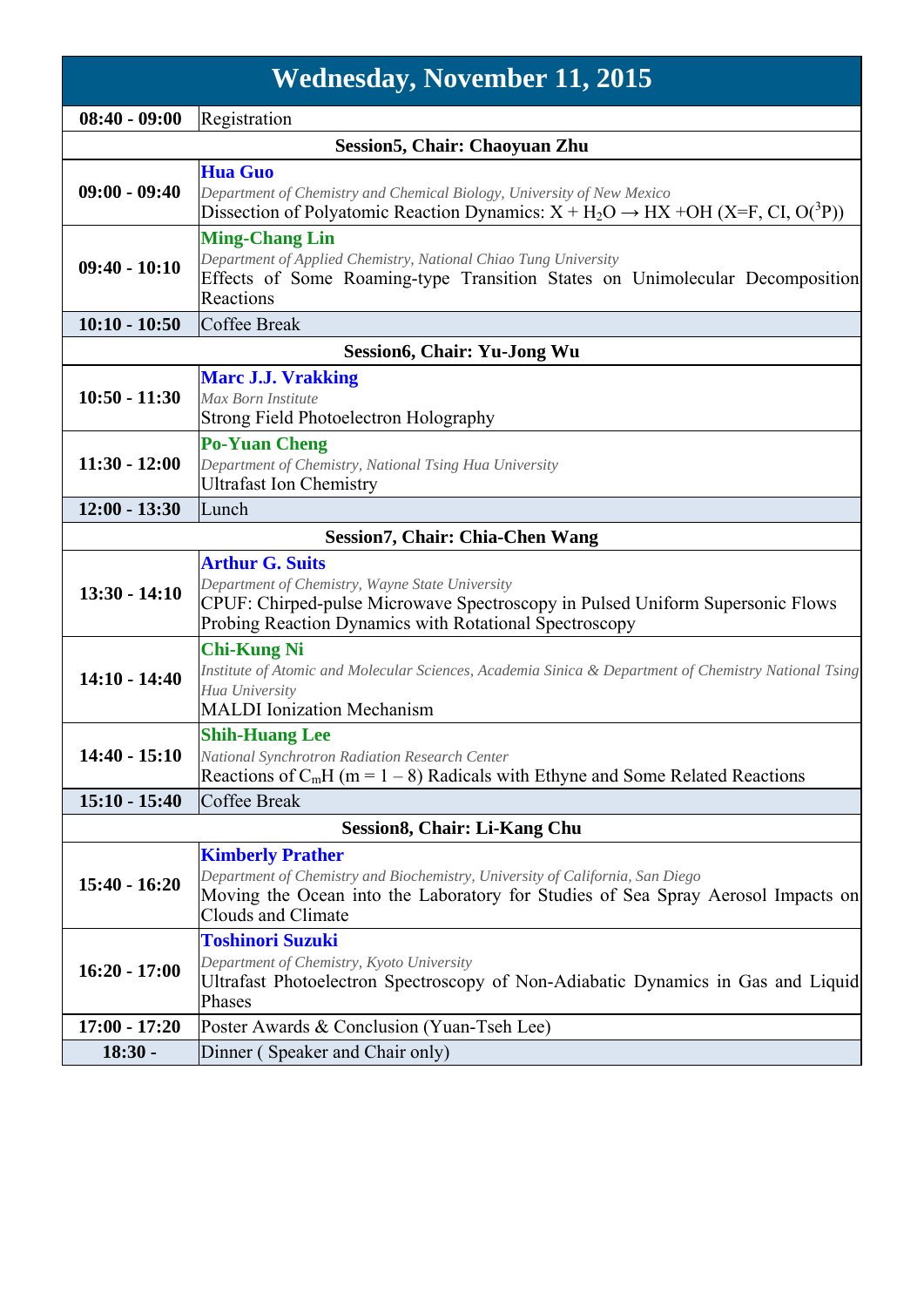| Wednesday, November 11, 2015 | |
|---|---|
| **08:40 - 09:00** | Registration |
| | **Session5, Chair: Chaoyuan Zhu** |
| **09:00 - 09:40** | **Hua Guo**<br>*Department of Chemistry and Chemical Biology, University of New Mexico*<br>Dissection of Polyatomic Reaction Dynamics: X + $H_2O$ → HX +OH (X=F, CI, O($^3$P)) |
| **09:40 - 10:10** | **Ming-Chang Lin**<br>*Department of Applied Chemistry, National Chiao Tung University*<br>Effects of Some Roaming-type Transition States on Unimolecular Decomposition Reactions |
| **10:10 - 10:50** | Coffee Break |
| | **Session6, Chair: Yu-Jong Wu** |
| **10:50 - 11:30** | **Marc J.J. Vrakking**<br>*Max Born Institute*<br>Strong Field Photoelectron Holography |
| **11:30 - 12:00** | **Po-Yuan Cheng**<br>*Department of Chemistry, National Tsing Hua University*<br>Ultrafast Ion Chemistry |
| **12:00 - 13:30** | Lunch |
| | **Session7, Chair: Chia-Chen Wang** |
| **13:30 - 14:10** | **Arthur G. Suits**<br>*Department of Chemistry, Wayne State University*<br>CPUF: Chirped-pulse Microwave Spectroscopy in Pulsed Uniform Supersonic Flows Probing Reaction Dynamics with Rotational Spectroscopy |
| **14:10 - 14:40** | **Chi-Kung Ni**<br>*Institute of Atomic and Molecular Sciences, Academia Sinica & Department of Chemistry National Tsing Hua University*<br>MALDI Ionization Mechanism |
| **14:40 - 15:10** | **Shih-Huang Lee**<br>*National Synchrotron Radiation Research Center*<br>Reactions of $C_mH$ (m = 1 – 8) Radicals with Ethyne and Some Related Reactions |
| **15:10 - 15:40** | Coffee Break |
| | **Session8, Chair: Li-Kang Chu** |
| **15:40 - 16:20** | **Kimberly Prather**<br>*Department of Chemistry and Biochemistry, University of California, San Diego*<br>Moving the Ocean into the Laboratory for Studies of Sea Spray Aerosol Impacts on Clouds and Climate |
| **16:20 - 17:00** | **Toshinori Suzuki**<br>*Department of Chemistry, Kyoto University*<br>Ultrafast Photoelectron Spectroscopy of Non-Adiabatic Dynamics in Gas and Liquid Phases |
| **17:00 - 17:20** | Poster Awards & Conclusion (Yuan-Tseh Lee) |
| **18:30 -** | Dinner ( Speaker and Chair only) |